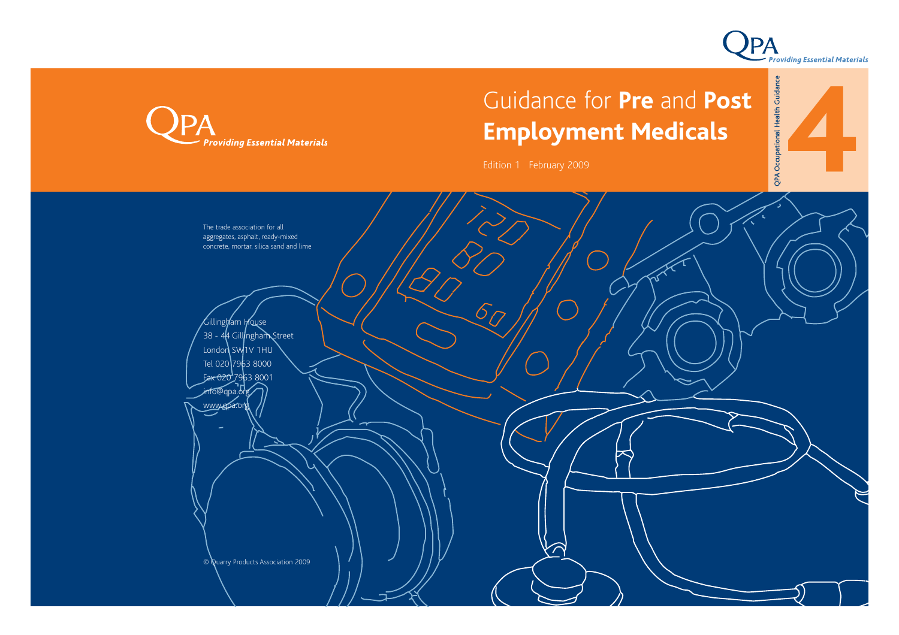QPA *Providing Essential Materials*

# Guidance for **Pre** and **Post Employment Medicals**

Edition 1 February 2009

QPA Occupational Health Guidance

**4**

The trade association for all aggregates, asphalt, ready-mixed concrete, mortar, silica sand and lime

Gillingham House
38 - 44 Gillingham Street
London SW1V 1HU
Tel 020 7963 8000
Fax 020 7963 8001
info@qpa.org
www.qpa.org

© Quarry Products Association 2009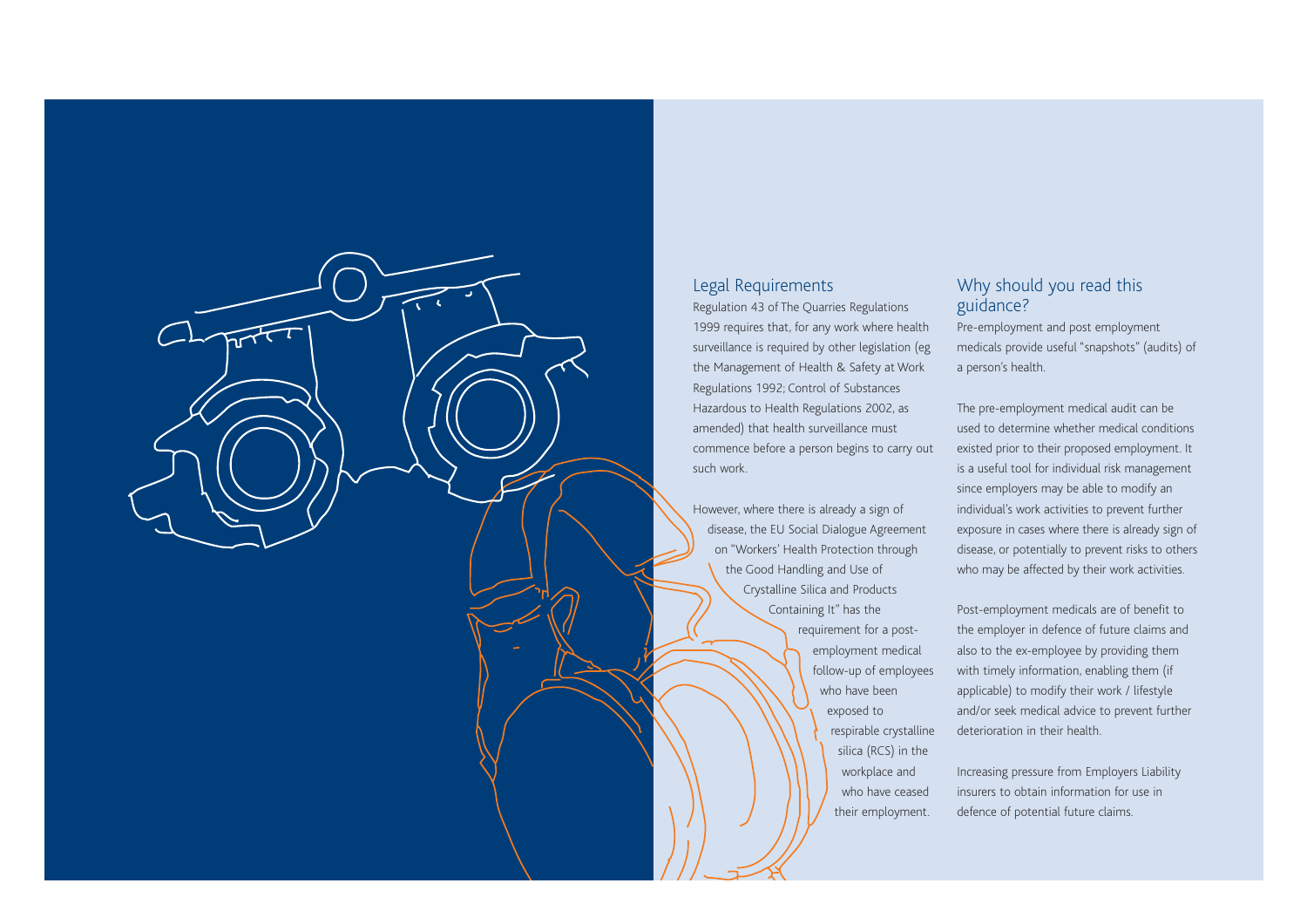## Legal Requirements

Regulation 43 of The Quarries Regulations 1999 requires that, for any work where health surveillance is required by other legislation (eg the Management of Health & Safety at Work Regulations 1992; Control of Substances Hazardous to Health Regulations 2002, as amended) that health surveillance must commence before a person begins to carry out such work.

However, where there is already a sign of disease, the EU Social Dialogue Agreement on "Workers' Health Protection through the Good Handling and Use of Crystalline Silica and Products Containing It" has the requirement for a post-employment medical follow-up of employees who have been exposed to respirable crystalline silica (RCS) in the workplace and who have ceased their employment.

## Why should you read this guidance?

Pre-employment and post employment medicals provide useful "snapshots" (audits) of a person's health.

The pre-employment medical audit can be used to determine whether medical conditions existed prior to their proposed employment. It is a useful tool for individual risk management since employers may be able to modify an individual's work activities to prevent further exposure in cases where there is already sign of disease, or potentially to prevent risks to others who may be affected by their work activities.

Post-employment medicals are of benefit to the employer in defence of future claims and also to the ex-employee by providing them with timely information, enabling them (if applicable) to modify their work / lifestyle and/or seek medical advice to prevent further deterioration in their health.

Increasing pressure from Employers Liability insurers to obtain information for use in defence of potential future claims.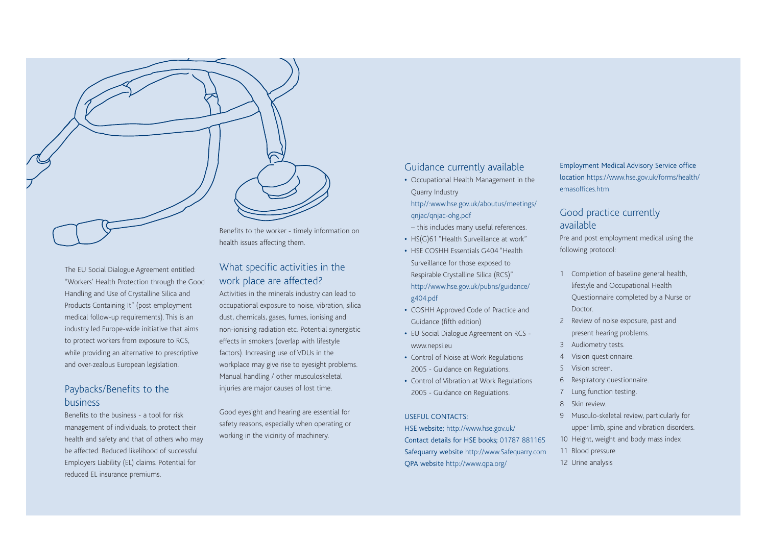The EU Social Dialogue Agreement entitled: "Workers' Health Protection through the Good Handling and Use of Crystalline Silica and Products Containing It" (post employment medical follow-up requirements). This is an industry led Europe-wide initiative that aims to protect workers from exposure to RCS, while providing an alternative to prescriptive and over-zealous European legislation.

## Paybacks/Benefits to the business

Benefits to the business - a tool for risk management of individuals, to protect their health and safety and that of others who may be affected. Reduced likelihood of successful Employers Liability (EL) claims. Potential for reduced EL insurance premiums.

Benefits to the worker - timely information on health issues affecting them.

## What specific activities in the work place are affected?

Activities in the minerals industry can lead to occupational exposure to noise, vibration, silica dust, chemicals, gases, fumes, ionising and non-ionising radiation etc. Potential synergistic effects in smokers (overlap with lifestyle factors). Increasing use of VDUs in the workplace may give rise to eyesight problems. Manual handling / other musculoskeletal injuries are major causes of lost time.

Good eyesight and hearing are essential for safety reasons, especially when operating or working in the vicinity of machinery.

## Guidance currently available

- Occupational Health Management in the Quarry Industry http//:www.hse.gov.uk/aboutus/meetings/qnjac/qnjac-ohg.pdf – this includes many useful references.
- HS(G)61 "Health Surveillance at work"
- HSE COSHH Essentials G404 "Health Surveillance for those exposed to Respirable Crystalline Silica (RCS)" http://www.hse.gov.uk/pubns/guidance/g404.pdf
- COSHH Approved Code of Practice and Guidance (fifth edition)
- EU Social Dialogue Agreement on RCS - www.nepsi.eu
- Control of Noise at Work Regulations 2005 - Guidance on Regulations.
- Control of Vibration at Work Regulations 2005 - Guidance on Regulations.

USEFUL CONTACTS:

HSE website; http://www.hse.gov.uk/
Contact details for HSE books; 01787 881165
Safequarry website http://www.Safequarry.com
QPA website http://www.qpa.org/

Employment Medical Advisory Service office location https://www.hse.gov.uk/forms/health/emasoffices.htm

## Good practice currently available

Pre and post employment medical using the following protocol:

1. Completion of baseline general health, lifestyle and Occupational Health Questionnaire completed by a Nurse or Doctor.
2. Review of noise exposure, past and present hearing problems.
3. Audiometry tests.
4. Vision questionnaire.
5. Vision screen.
6. Respiratory questionnaire.
7. Lung function testing.
8. Skin review.
9. Musculo-skeletal review, particularly for upper limb, spine and vibration disorders.
10. Height, weight and body mass index
11. Blood pressure
12. Urine analysis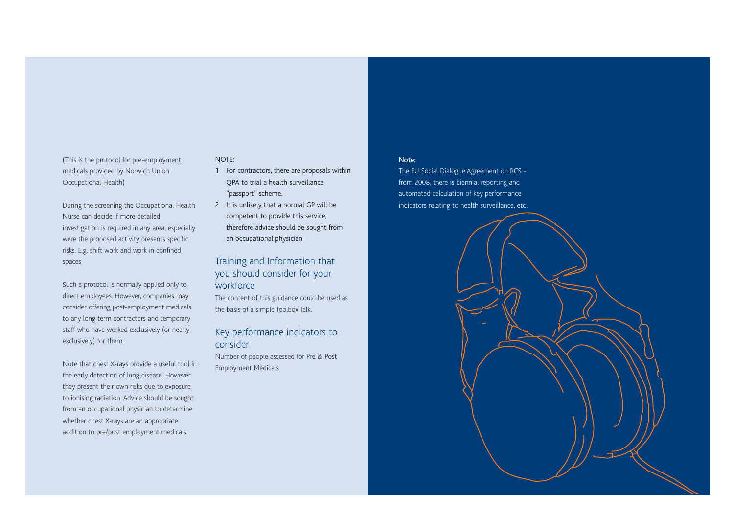(This is the protocol for pre-employment medicals provided by Norwich Union Occupational Health)

During the screening the Occupational Health Nurse can decide if more detailed investigation is required in any area, especially were the proposed activity presents specific risks. E.g. shift work and work in confined spaces

Such a protocol is normally applied only to direct employees. However, companies may consider offering post-employment medicals to any long term contractors and temporary staff who have worked exclusively (or nearly exclusively) for them.

Note that chest X-rays provide a useful tool in the early detection of lung disease. However they present their own risks due to exposure to ionising radiation. Advice should be sought from an occupational physician to determine whether chest X-rays are an appropriate addition to pre/post employment medicals.

NOTE:

1. For contractors, there are proposals within QPA to trial a health surveillance "passport" scheme.
2. It is unlikely that a normal GP will be competent to provide this service, therefore advice should be sought from an occupational physician

## Training and Information that you should consider for your workforce

The content of this guidance could be used as the basis of a simple Toolbox Talk.

## Key performance indicators to consider

Number of people assessed for Pre & Post Employment Medicals

**Note:**

The EU Social Dialogue Agreement on RCS - from 2008, there is biennial reporting and automated calculation of key performance indicators relating to health surveillance, etc.